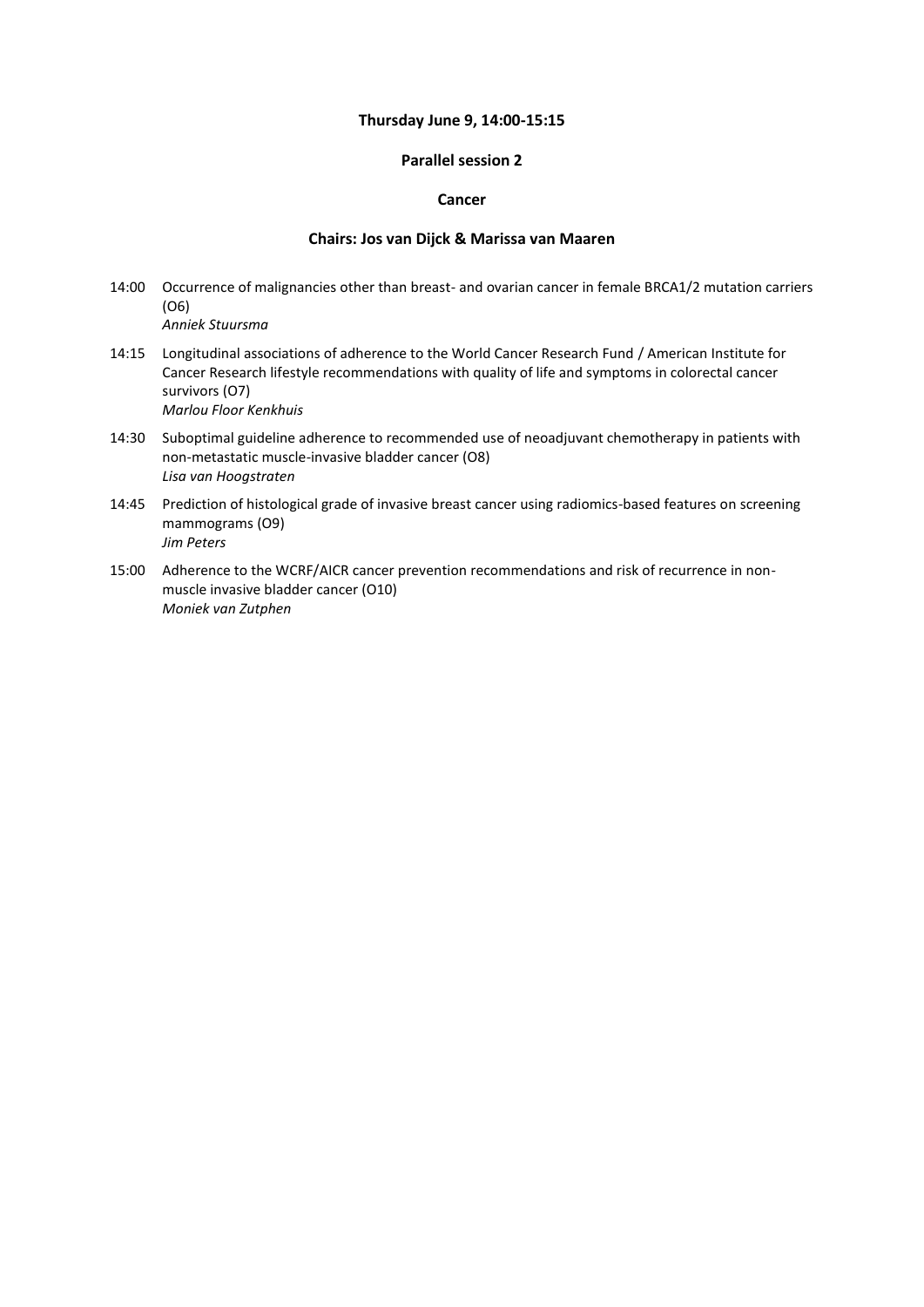**Thursday June 9, 14:00-15:15**

**Parallel session 2**

**Cancer**

**Chairs: Jos van Dijck & Marissa van Maaren**

14:00 Occurrence of malignancies other than breast- and ovarian cancer in female BRCA1/2 mutation carriers (O6)
*Anniek Stuursma*

14:15 Longitudinal associations of adherence to the World Cancer Research Fund / American Institute for Cancer Research lifestyle recommendations with quality of life and symptoms in colorectal cancer survivors (O7)
*Marlou Floor Kenkhuis*

14:30 Suboptimal guideline adherence to recommended use of neoadjuvant chemotherapy in patients with non-metastatic muscle-invasive bladder cancer (O8)
*Lisa van Hoogstraten*

14:45 Prediction of histological grade of invasive breast cancer using radiomics-based features on screening mammograms (O9)
*Jim Peters*

15:00 Adherence to the WCRF/AICR cancer prevention recommendations and risk of recurrence in non-muscle invasive bladder cancer (O10)
*Moniek van Zutphen*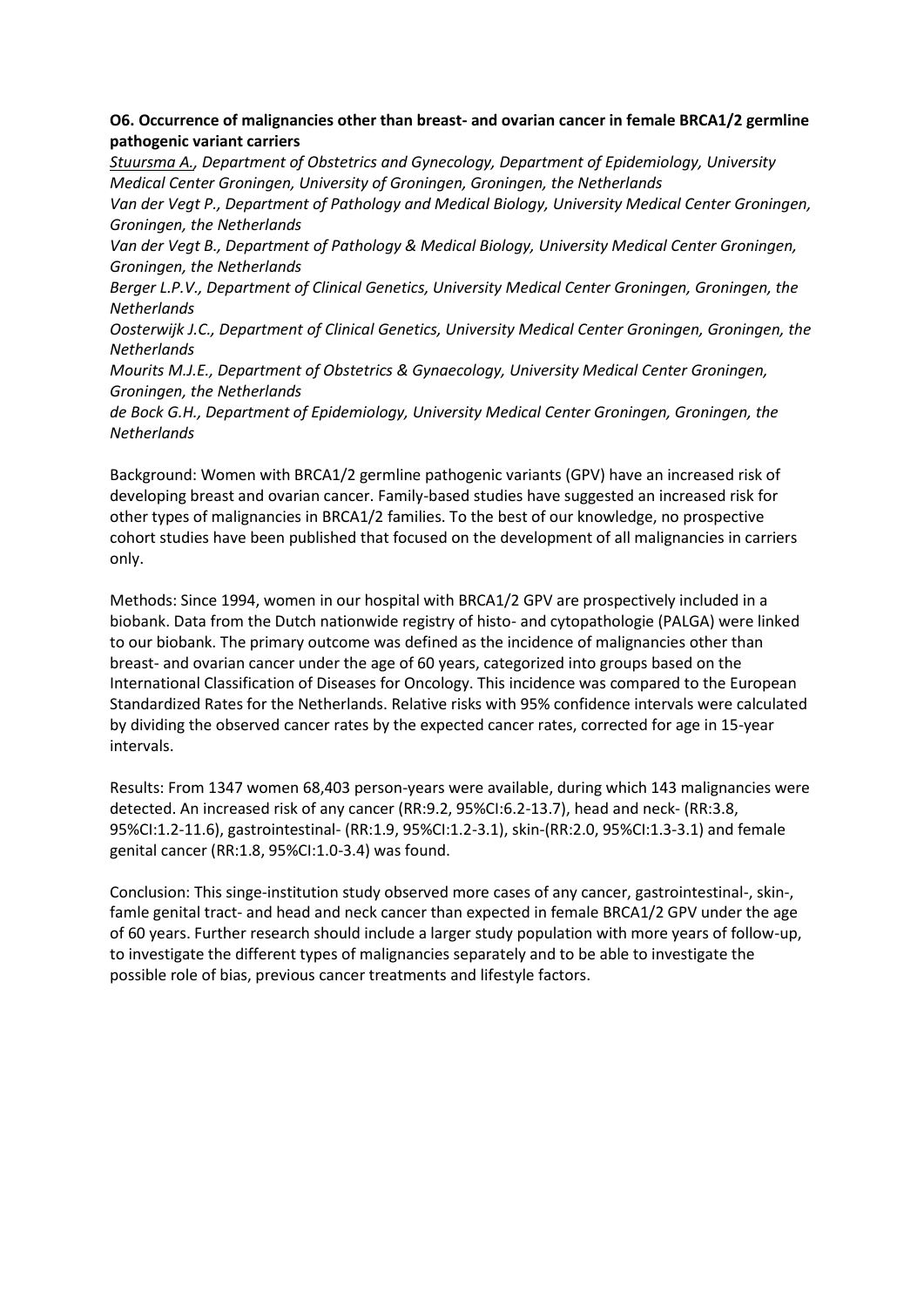**O6. Occurrence of malignancies other than breast- and ovarian cancer in female BRCA1/2 germline pathogenic variant carriers**

*Stuursma A., Department of Obstetrics and Gynecology, Department of Epidemiology, University Medical Center Groningen, University of Groningen, Groningen, the Netherlands*

*Van der Vegt P., Department of Pathology and Medical Biology, University Medical Center Groningen, Groningen, the Netherlands*

*Van der Vegt B., Department of Pathology & Medical Biology, University Medical Center Groningen, Groningen, the Netherlands*

*Berger L.P.V., Department of Clinical Genetics, University Medical Center Groningen, Groningen, the Netherlands*

*Oosterwijk J.C., Department of Clinical Genetics, University Medical Center Groningen, Groningen, the Netherlands*

*Mourits M.J.E., Department of Obstetrics & Gynaecology, University Medical Center Groningen, Groningen, the Netherlands*

*de Bock G.H., Department of Epidemiology, University Medical Center Groningen, Groningen, the Netherlands*

Background: Women with BRCA1/2 germline pathogenic variants (GPV) have an increased risk of developing breast and ovarian cancer. Family-based studies have suggested an increased risk for other types of malignancies in BRCA1/2 families. To the best of our knowledge, no prospective cohort studies have been published that focused on the development of all malignancies in carriers only.

Methods: Since 1994, women in our hospital with BRCA1/2 GPV are prospectively included in a biobank. Data from the Dutch nationwide registry of histo- and cytopathologie (PALGA) were linked to our biobank. The primary outcome was defined as the incidence of malignancies other than breast- and ovarian cancer under the age of 60 years, categorized into groups based on the International Classification of Diseases for Oncology. This incidence was compared to the European Standardized Rates for the Netherlands. Relative risks with 95% confidence intervals were calculated by dividing the observed cancer rates by the expected cancer rates, corrected for age in 15-year intervals.

Results: From 1347 women 68,403 person-years were available, during which 143 malignancies were detected. An increased risk of any cancer (RR:9.2, 95%CI:6.2-13.7), head and neck- (RR:3.8, 95%CI:1.2-11.6), gastrointestinal- (RR:1.9, 95%CI:1.2-3.1), skin-(RR:2.0, 95%CI:1.3-3.1) and female genital cancer (RR:1.8, 95%CI:1.0-3.4) was found.

Conclusion: This singe-institution study observed more cases of any cancer, gastrointestinal-, skin-, famle genital tract- and head and neck cancer than expected in female BRCA1/2 GPV under the age of 60 years. Further research should include a larger study population with more years of follow-up, to investigate the different types of malignancies separately and to be able to investigate the possible role of bias, previous cancer treatments and lifestyle factors.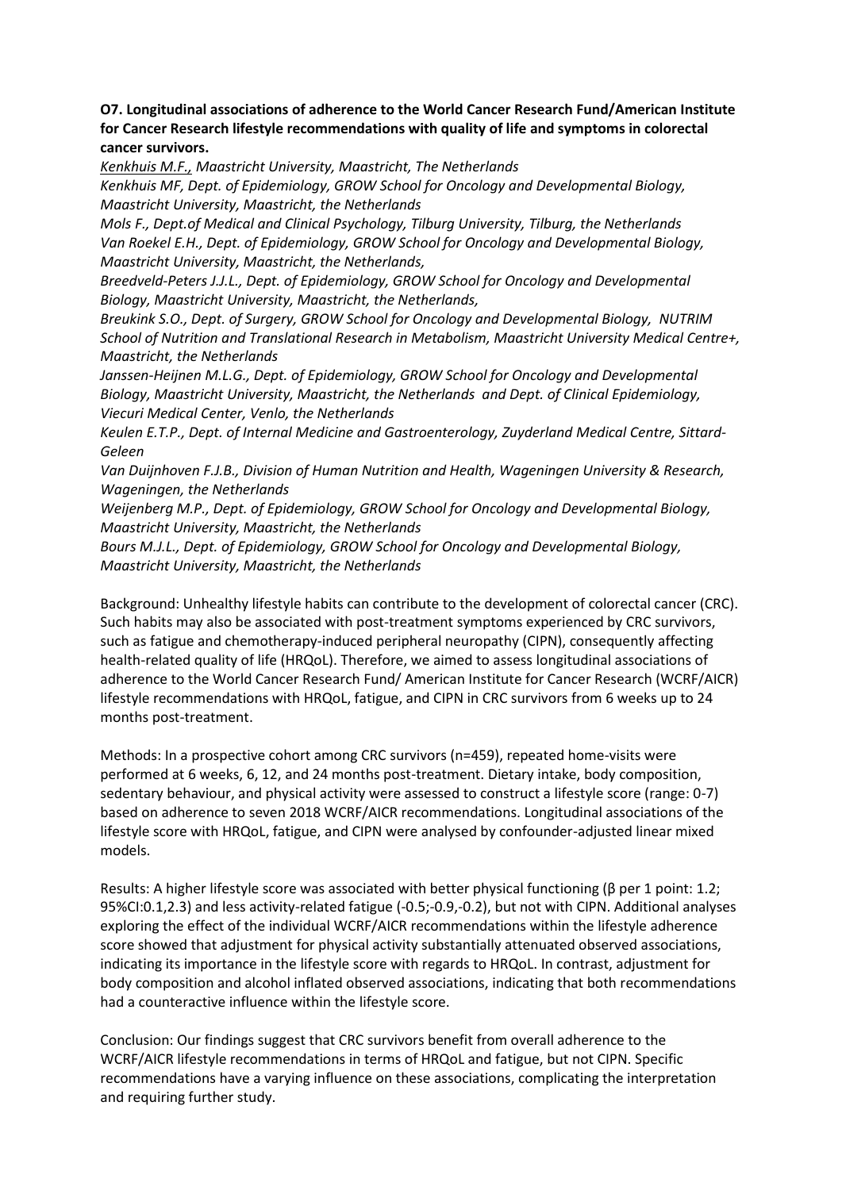**O7. Longitudinal associations of adherence to the World Cancer Research Fund/American Institute for Cancer Research lifestyle recommendations with quality of life and symptoms in colorectal cancer survivors.**

*Kenkhuis M.F., Maastricht University, Maastricht, The Netherlands*

*Kenkhuis MF, Dept. of Epidemiology, GROW School for Oncology and Developmental Biology, Maastricht University, Maastricht, the Netherlands*

*Mols F., Dept.of Medical and Clinical Psychology, Tilburg University, Tilburg, the Netherlands*

*Van Roekel E.H., Dept. of Epidemiology, GROW School for Oncology and Developmental Biology, Maastricht University, Maastricht, the Netherlands,*

*Breedveld-Peters J.J.L., Dept. of Epidemiology, GROW School for Oncology and Developmental Biology, Maastricht University, Maastricht, the Netherlands,*

*Breukink S.O., Dept. of Surgery, GROW School for Oncology and Developmental Biology, NUTRIM School of Nutrition and Translational Research in Metabolism, Maastricht University Medical Centre+, Maastricht, the Netherlands*

*Janssen-Heijnen M.L.G., Dept. of Epidemiology, GROW School for Oncology and Developmental Biology, Maastricht University, Maastricht, the Netherlands and Dept. of Clinical Epidemiology, Viecuri Medical Center, Venlo, the Netherlands*

*Keulen E.T.P., Dept. of Internal Medicine and Gastroenterology, Zuyderland Medical Centre, Sittard-Geleen*

*Van Duijnhoven F.J.B., Division of Human Nutrition and Health, Wageningen University & Research, Wageningen, the Netherlands*

*Weijenberg M.P., Dept. of Epidemiology, GROW School for Oncology and Developmental Biology, Maastricht University, Maastricht, the Netherlands*

*Bours M.J.L., Dept. of Epidemiology, GROW School for Oncology and Developmental Biology, Maastricht University, Maastricht, the Netherlands*

Background: Unhealthy lifestyle habits can contribute to the development of colorectal cancer (CRC). Such habits may also be associated with post-treatment symptoms experienced by CRC survivors, such as fatigue and chemotherapy-induced peripheral neuropathy (CIPN), consequently affecting health-related quality of life (HRQoL). Therefore, we aimed to assess longitudinal associations of adherence to the World Cancer Research Fund/ American Institute for Cancer Research (WCRF/AICR) lifestyle recommendations with HRQoL, fatigue, and CIPN in CRC survivors from 6 weeks up to 24 months post-treatment.

Methods: In a prospective cohort among CRC survivors (n=459), repeated home-visits were performed at 6 weeks, 6, 12, and 24 months post-treatment. Dietary intake, body composition, sedentary behaviour, and physical activity were assessed to construct a lifestyle score (range: 0-7) based on adherence to seven 2018 WCRF/AICR recommendations. Longitudinal associations of the lifestyle score with HRQoL, fatigue, and CIPN were analysed by confounder-adjusted linear mixed models.

Results: A higher lifestyle score was associated with better physical functioning (β per 1 point: 1.2; 95%CI:0.1,2.3) and less activity-related fatigue (-0.5;-0.9,-0.2), but not with CIPN. Additional analyses exploring the effect of the individual WCRF/AICR recommendations within the lifestyle adherence score showed that adjustment for physical activity substantially attenuated observed associations, indicating its importance in the lifestyle score with regards to HRQoL. In contrast, adjustment for body composition and alcohol inflated observed associations, indicating that both recommendations had a counteractive influence within the lifestyle score.

Conclusion: Our findings suggest that CRC survivors benefit from overall adherence to the WCRF/AICR lifestyle recommendations in terms of HRQoL and fatigue, but not CIPN. Specific recommendations have a varying influence on these associations, complicating the interpretation and requiring further study.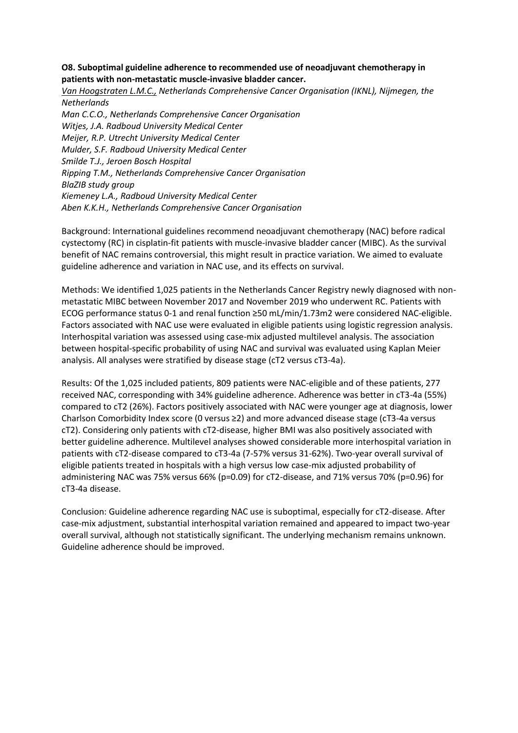**O8. Suboptimal guideline adherence to recommended use of neoadjuvant chemotherapy in patients with non-metastatic muscle-invasive bladder cancer.**

*<u>Van Hoogstraten L.M.C.,</u> Netherlands Comprehensive Cancer Organisation (IKNL), Nijmegen, the Netherlands*
*Man C.C.O., Netherlands Comprehensive Cancer Organisation*
*Witjes, J.A. Radboud University Medical Center*
*Meijer, R.P. Utrecht University Medical Center*
*Mulder, S.F. Radboud University Medical Center*
*Smilde T.J., Jeroen Bosch Hospital*
*Ripping T.M., Netherlands Comprehensive Cancer Organisation*
*BlaZIB study group*
*Kiemeney L.A., Radboud University Medical Center*
*Aben K.K.H., Netherlands Comprehensive Cancer Organisation*

Background: International guidelines recommend neoadjuvant chemotherapy (NAC) before radical cystectomy (RC) in cisplatin-fit patients with muscle-invasive bladder cancer (MIBC). As the survival benefit of NAC remains controversial, this might result in practice variation. We aimed to evaluate guideline adherence and variation in NAC use, and its effects on survival.

Methods: We identified 1,025 patients in the Netherlands Cancer Registry newly diagnosed with non-metastatic MIBC between November 2017 and November 2019 who underwent RC. Patients with ECOG performance status 0-1 and renal function ≥50 mL/min/1.73m2 were considered NAC-eligible. Factors associated with NAC use were evaluated in eligible patients using logistic regression analysis. Interhospital variation was assessed using case-mix adjusted multilevel analysis. The association between hospital-specific probability of using NAC and survival was evaluated using Kaplan Meier analysis. All analyses were stratified by disease stage (cT2 versus cT3-4a).

Results: Of the 1,025 included patients, 809 patients were NAC-eligible and of these patients, 277 received NAC, corresponding with 34% guideline adherence. Adherence was better in cT3-4a (55%) compared to cT2 (26%). Factors positively associated with NAC were younger age at diagnosis, lower Charlson Comorbidity Index score (0 versus ≥2) and more advanced disease stage (cT3-4a versus cT2). Considering only patients with cT2-disease, higher BMI was also positively associated with better guideline adherence. Multilevel analyses showed considerable more interhospital variation in patients with cT2-disease compared to cT3-4a (7-57% versus 31-62%). Two-year overall survival of eligible patients treated in hospitals with a high versus low case-mix adjusted probability of administering NAC was 75% versus 66% (p=0.09) for cT2-disease, and 71% versus 70% (p=0.96) for cT3-4a disease.

Conclusion: Guideline adherence regarding NAC use is suboptimal, especially for cT2-disease. After case-mix adjustment, substantial interhospital variation remained and appeared to impact two-year overall survival, although not statistically significant. The underlying mechanism remains unknown. Guideline adherence should be improved.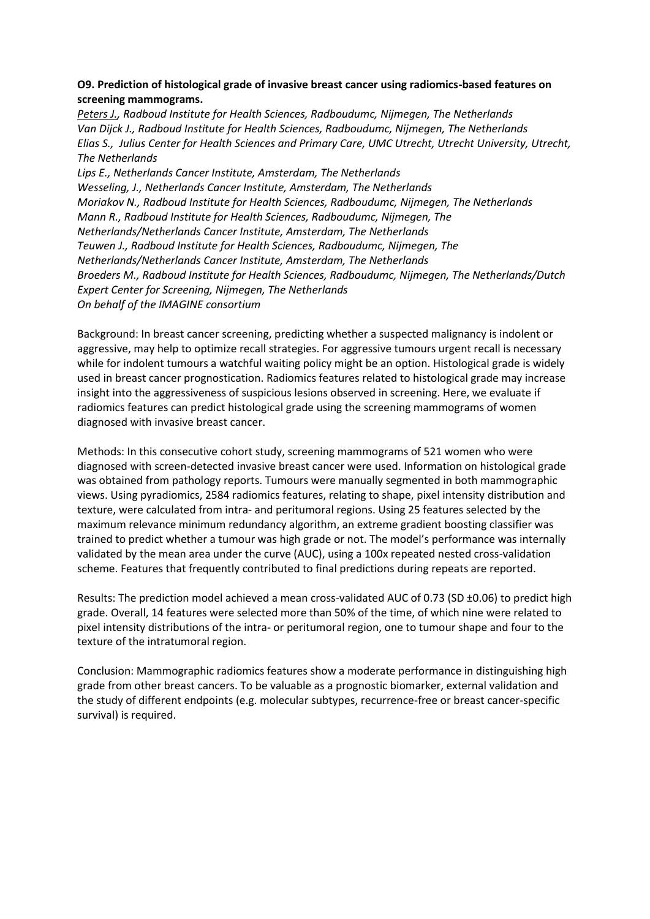**O9. Prediction of histological grade of invasive breast cancer using radiomics-based features on screening mammograms.**

*<u>Peters J.</u>, Radboud Institute for Health Sciences, Radboudumc, Nijmegen, The Netherlands*
*Van Dijck J., Radboud Institute for Health Sciences, Radboudumc, Nijmegen, The Netherlands*
*Elias S., Julius Center for Health Sciences and Primary Care, UMC Utrecht, Utrecht University, Utrecht, The Netherlands*
*Lips E., Netherlands Cancer Institute, Amsterdam, The Netherlands*
*Wesseling, J., Netherlands Cancer Institute, Amsterdam, The Netherlands*
*Moriakov N., Radboud Institute for Health Sciences, Radboudumc, Nijmegen, The Netherlands*
*Mann R., Radboud Institute for Health Sciences, Radboudumc, Nijmegen, The Netherlands/Netherlands Cancer Institute, Amsterdam, The Netherlands*
*Teuwen J., Radboud Institute for Health Sciences, Radboudumc, Nijmegen, The Netherlands/Netherlands Cancer Institute, Amsterdam, The Netherlands*
*Broeders M., Radboud Institute for Health Sciences, Radboudumc, Nijmegen, The Netherlands/Dutch Expert Center for Screening, Nijmegen, The Netherlands*
*On behalf of the IMAGINE consortium*

Background: In breast cancer screening, predicting whether a suspected malignancy is indolent or aggressive, may help to optimize recall strategies. For aggressive tumours urgent recall is necessary while for indolent tumours a watchful waiting policy might be an option. Histological grade is widely used in breast cancer prognostication. Radiomics features related to histological grade may increase insight into the aggressiveness of suspicious lesions observed in screening. Here, we evaluate if radiomics features can predict histological grade using the screening mammograms of women diagnosed with invasive breast cancer.

Methods: In this consecutive cohort study, screening mammograms of 521 women who were diagnosed with screen-detected invasive breast cancer were used. Information on histological grade was obtained from pathology reports. Tumours were manually segmented in both mammographic views. Using pyradiomics, 2584 radiomics features, relating to shape, pixel intensity distribution and texture, were calculated from intra- and peritumoral regions. Using 25 features selected by the maximum relevance minimum redundancy algorithm, an extreme gradient boosting classifier was trained to predict whether a tumour was high grade or not. The model's performance was internally validated by the mean area under the curve (AUC), using a 100x repeated nested cross-validation scheme. Features that frequently contributed to final predictions during repeats are reported.

Results: The prediction model achieved a mean cross-validated AUC of 0.73 (SD ±0.06) to predict high grade. Overall, 14 features were selected more than 50% of the time, of which nine were related to pixel intensity distributions of the intra- or peritumoral region, one to tumour shape and four to the texture of the intratumoral region.

Conclusion: Mammographic radiomics features show a moderate performance in distinguishing high grade from other breast cancers. To be valuable as a prognostic biomarker, external validation and the study of different endpoints (e.g. molecular subtypes, recurrence-free or breast cancer-specific survival) is required.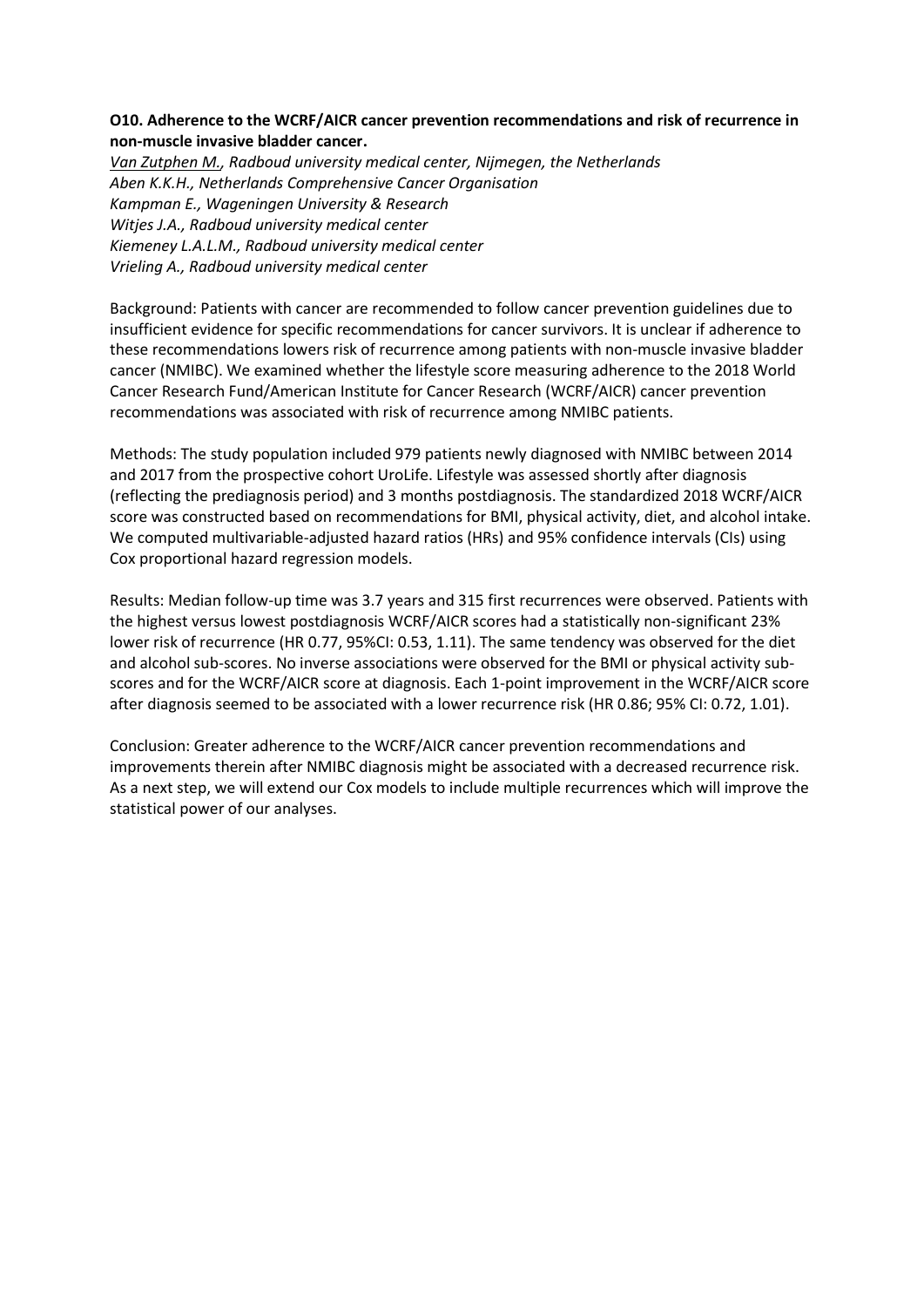**O10. Adherence to the WCRF/AICR cancer prevention recommendations and risk of recurrence in non-muscle invasive bladder cancer.**

*Van Zutphen M., Radboud university medical center, Nijmegen, the Netherlands*
*Aben K.K.H., Netherlands Comprehensive Cancer Organisation*
*Kampman E., Wageningen University & Research*
*Witjes J.A., Radboud university medical center*
*Kiemeney L.A.L.M., Radboud university medical center*
*Vrieling A., Radboud university medical center*

Background: Patients with cancer are recommended to follow cancer prevention guidelines due to insufficient evidence for specific recommendations for cancer survivors. It is unclear if adherence to these recommendations lowers risk of recurrence among patients with non-muscle invasive bladder cancer (NMIBC). We examined whether the lifestyle score measuring adherence to the 2018 World Cancer Research Fund/American Institute for Cancer Research (WCRF/AICR) cancer prevention recommendations was associated with risk of recurrence among NMIBC patients.

Methods: The study population included 979 patients newly diagnosed with NMIBC between 2014 and 2017 from the prospective cohort UroLife. Lifestyle was assessed shortly after diagnosis (reflecting the prediagnosis period) and 3 months postdiagnosis. The standardized 2018 WCRF/AICR score was constructed based on recommendations for BMI, physical activity, diet, and alcohol intake. We computed multivariable-adjusted hazard ratios (HRs) and 95% confidence intervals (CIs) using Cox proportional hazard regression models.

Results: Median follow-up time was 3.7 years and 315 first recurrences were observed. Patients with the highest versus lowest postdiagnosis WCRF/AICR scores had a statistically non-significant 23% lower risk of recurrence (HR 0.77, 95%CI: 0.53, 1.11). The same tendency was observed for the diet and alcohol sub-scores. No inverse associations were observed for the BMI or physical activity sub-scores and for the WCRF/AICR score at diagnosis. Each 1-point improvement in the WCRF/AICR score after diagnosis seemed to be associated with a lower recurrence risk (HR 0.86; 95% CI: 0.72, 1.01).

Conclusion: Greater adherence to the WCRF/AICR cancer prevention recommendations and improvements therein after NMIBC diagnosis might be associated with a decreased recurrence risk. As a next step, we will extend our Cox models to include multiple recurrences which will improve the statistical power of our analyses.